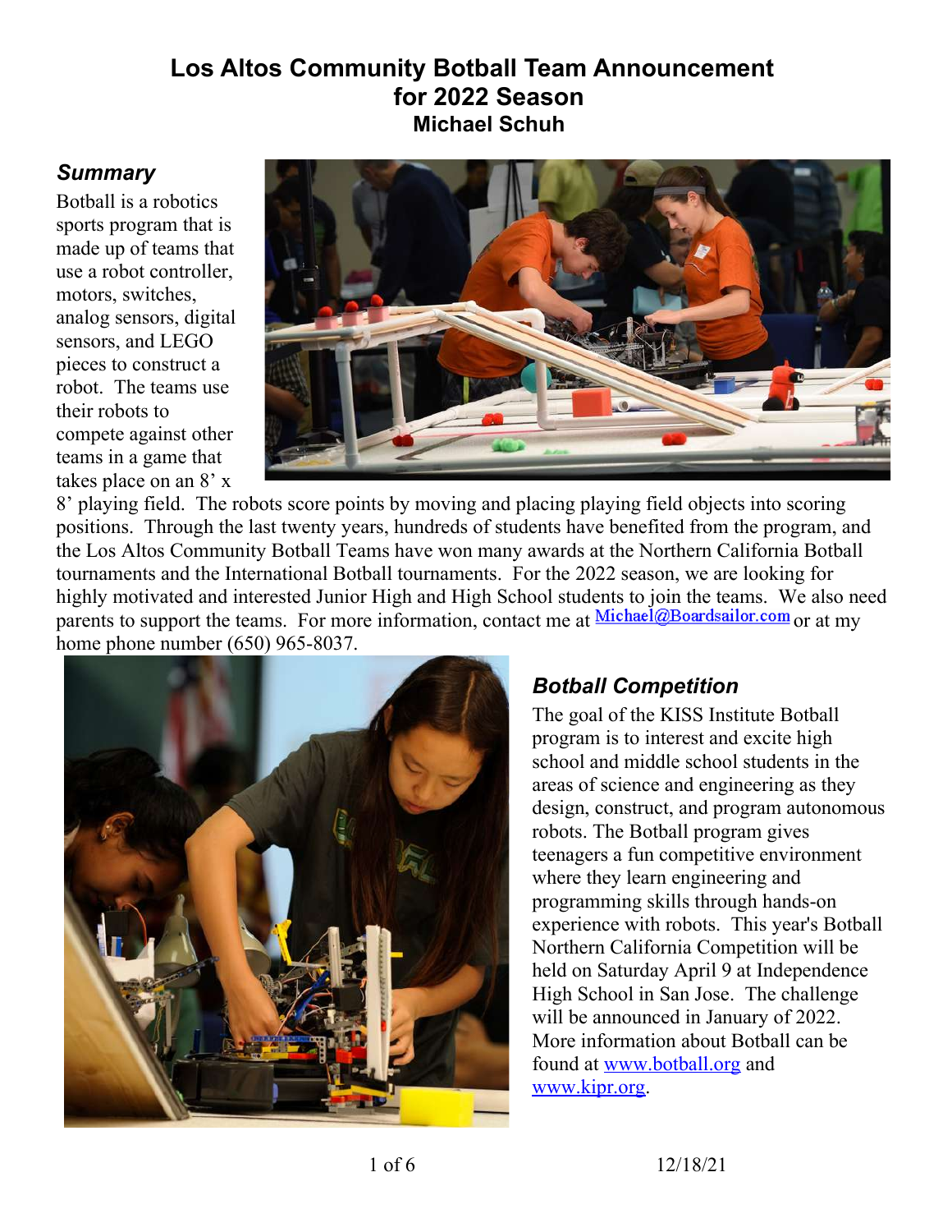# Los Altos Community Botball Team Announcement for 2022 Season

**Michael Schuh**

## *Summary*

Botball is a robotics sports program that is made up of teams that use a robot controller, motors, switches, analog sensors, digital sensors, and LEGO pieces to construct a robot. The teams use their robots to compete against other teams in a game that takes place on an 8' x 8' playing field. The robots score points by moving and placing playing field objects into scoring positions. Through the last twenty years, hundreds of students have benefited from the program, and the Los Altos Community Botball Teams have won many awards at the Northern California Botball tournaments and the International Botball tournaments. For the 2022 season, we are looking for highly motivated and interested Junior High and High School students to join the teams. We also need parents to support the teams. For more information, contact me at Michael@Boardsailor.com or at my home phone number (650) 965-8037.

## *Botball Competition*

The goal of the KISS Institute Botball program is to interest and excite high school and middle school students in the areas of science and engineering as they design, construct, and program autonomous robots. The Botball program gives teenagers a fun competitive environment where they learn engineering and programming skills through hands-on experience with robots. This year's Botball Northern California Competition will be held on Saturday April 9 at Independence High School in San Jose. The challenge will be announced in January of 2022. More information about Botball can be found at www.botball.org and www.kipr.org.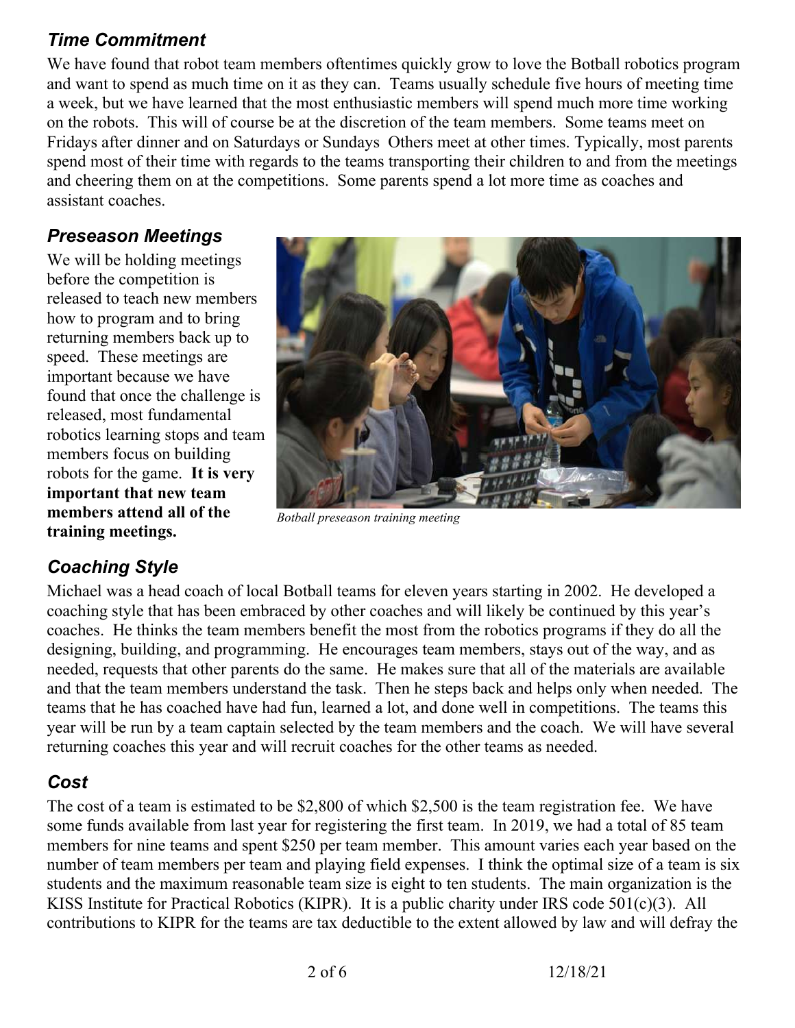## *Time Commitment*

We have found that robot team members oftentimes quickly grow to love the Botball robotics program and want to spend as much time on it as they can. Teams usually schedule five hours of meeting time a week, but we have learned that the most enthusiastic members will spend much more time working on the robots. This will of course be at the discretion of the team members. Some teams meet on Fridays after dinner and on Saturdays or Sundays Others meet at other times. Typically, most parents spend most of their time with regards to the teams transporting their children to and from the meetings and cheering them on at the competitions. Some parents spend a lot more time as coaches and assistant coaches.

## *Preseason Meetings*

We will be holding meetings before the competition is released to teach new members how to program and to bring returning members back up to speed. These meetings are important because we have found that once the challenge is released, most fundamental robotics learning stops and team members focus on building robots for the game. **It is very important that new team members attend all of the training meetings.**

*Botball preseason training meeting*

## *Coaching Style*

Michael was a head coach of local Botball teams for eleven years starting in 2002. He developed a coaching style that has been embraced by other coaches and will likely be continued by this year's coaches. He thinks the team members benefit the most from the robotics programs if they do all the designing, building, and programming. He encourages team members, stays out of the way, and as needed, requests that other parents do the same. He makes sure that all of the materials are available and that the team members understand the task. Then he steps back and helps only when needed. The teams that he has coached have had fun, learned a lot, and done well in competitions. The teams this year will be run by a team captain selected by the team members and the coach. We will have several returning coaches this year and will recruit coaches for the other teams as needed.

## *Cost*

The cost of a team is estimated to be $2,800 of which $2,500 is the team registration fee. We have some funds available from last year for registering the first team. In 2019, we had a total of 85 team members for nine teams and spent $250 per team member. This amount varies each year based on the number of team members per team and playing field expenses. I think the optimal size of a team is six students and the maximum reasonable team size is eight to ten students. The main organization is the KISS Institute for Practical Robotics (KIPR). It is a public charity under IRS code 501(c)(3). All contributions to KIPR for the teams are tax deductible to the extent allowed by law and will defray the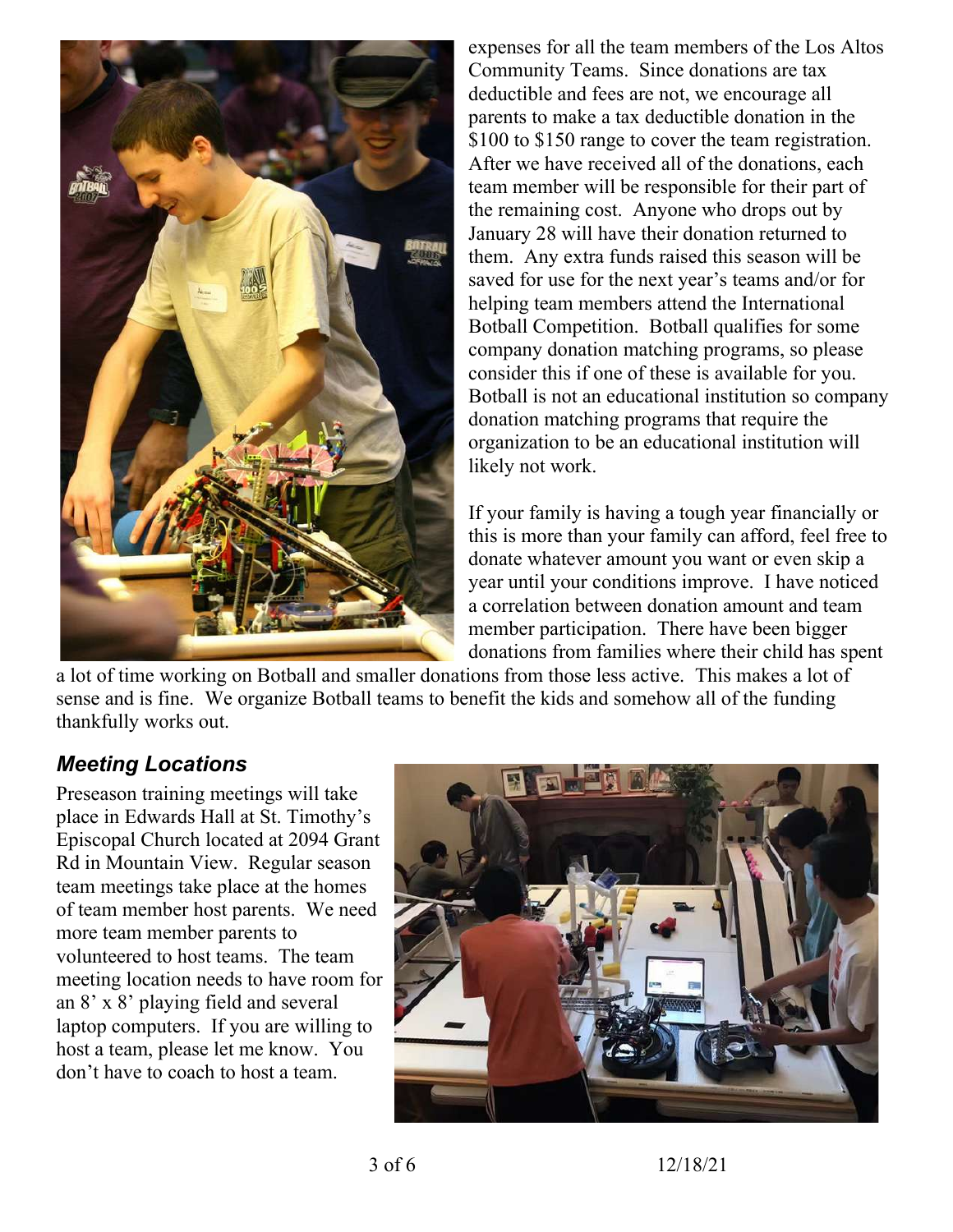expenses for all the team members of the Los Altos Community Teams. Since donations are tax deductible and fees are not, we encourage all parents to make a tax deductible donation in the $100 to $150 range to cover the team registration. After we have received all of the donations, each team member will be responsible for their part of the remaining cost. Anyone who drops out by January 28 will have their donation returned to them. Any extra funds raised this season will be saved for use for the next year's teams and/or for helping team members attend the International Botball Competition. Botball qualifies for some company donation matching programs, so please consider this if one of these is available for you. Botball is not an educational institution so company donation matching programs that require the organization to be an educational institution will likely not work.

If your family is having a tough year financially or this is more than your family can afford, feel free to donate whatever amount you want or even skip a year until your conditions improve. I have noticed a correlation between donation amount and team member participation. There have been bigger donations from families where their child has spent a lot of time working on Botball and smaller donations from those less active. This makes a lot of sense and is fine. We organize Botball teams to benefit the kids and somehow all of the funding thankfully works out.

## *Meeting Locations*

Preseason training meetings will take place in Edwards Hall at St. Timothy's Episcopal Church located at 2094 Grant Rd in Mountain View. Regular season team meetings take place at the homes of team member host parents. We need more team member parents to volunteered to host teams. The team meeting location needs to have room for an 8' x 8' playing field and several laptop computers. If you are willing to host a team, please let me know. You don't have to coach to host a team.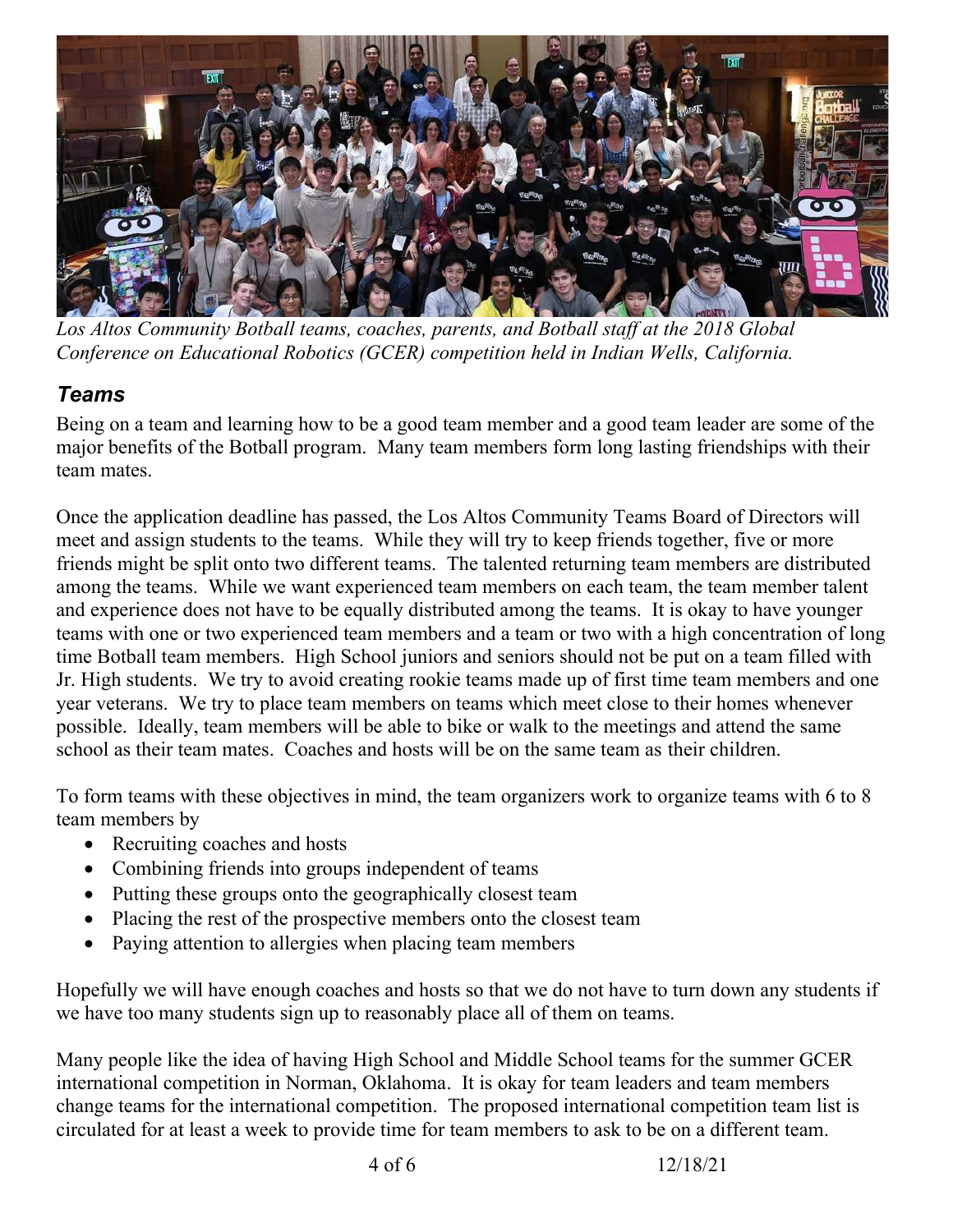*Los Altos Community Botball teams, coaches, parents, and Botball staff at the 2018 Global Conference on Educational Robotics (GCER) competition held in Indian Wells, California.*

## *Teams*

Being on a team and learning how to be a good team member and a good team leader are some of the major benefits of the Botball program. Many team members form long lasting friendships with their team mates.

Once the application deadline has passed, the Los Altos Community Teams Board of Directors will meet and assign students to the teams. While they will try to keep friends together, five or more friends might be split onto two different teams. The talented returning team members are distributed among the teams. While we want experienced team members on each team, the team member talent and experience does not have to be equally distributed among the teams. It is okay to have younger teams with one or two experienced team members and a team or two with a high concentration of long time Botball team members. High School juniors and seniors should not be put on a team filled with Jr. High students. We try to avoid creating rookie teams made up of first time team members and one year veterans. We try to place team members on teams which meet close to their homes whenever possible. Ideally, team members will be able to bike or walk to the meetings and attend the same school as their team mates. Coaches and hosts will be on the same team as their children.

To form teams with these objectives in mind, the team organizers work to organize teams with 6 to 8 team members by

- Recruiting coaches and hosts
- Combining friends into groups independent of teams
- Putting these groups onto the geographically closest team
- Placing the rest of the prospective members onto the closest team
- Paying attention to allergies when placing team members

Hopefully we will have enough coaches and hosts so that we do not have to turn down any students if we have too many students sign up to reasonably place all of them on teams.

Many people like the idea of having High School and Middle School teams for the summer GCER international competition in Norman, Oklahoma. It is okay for team leaders and team members change teams for the international competition. The proposed international competition team list is circulated for at least a week to provide time for team members to ask to be on a different team.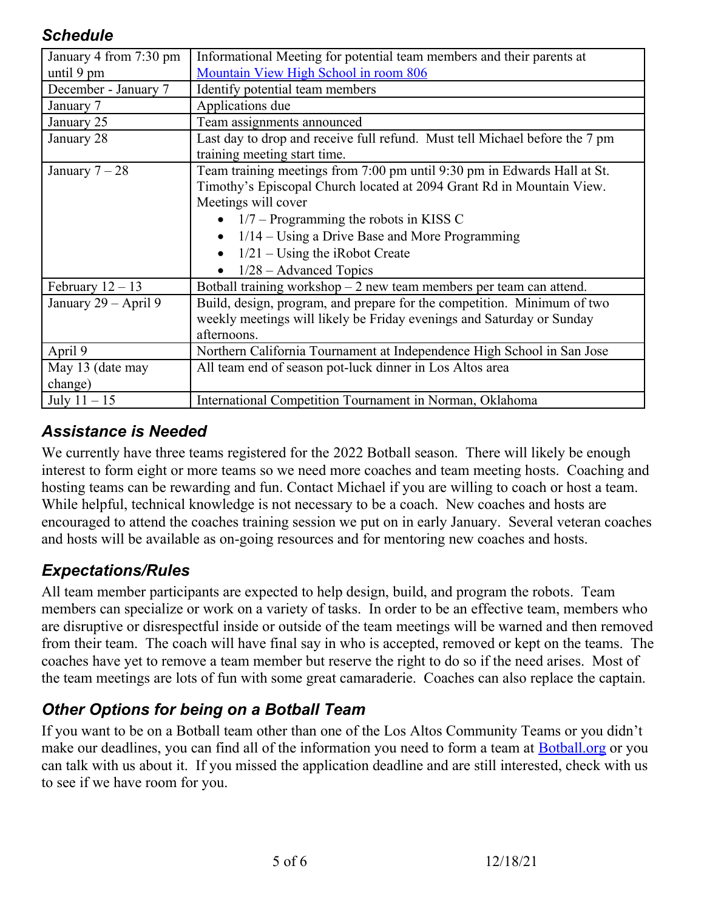## *Schedule*

| | |
|---|---|
| January 4 from 7:30 pm until 9 pm | Informational Meeting for potential team members and their parents at [Mountain View High School in room 806]() |
| December - January 7 | Identify potential team members |
| January 7 | Applications due |
| January 25 | Team assignments announced |
| January 28 | Last day to drop and receive full refund. Must tell Michael before the 7 pm training meeting start time. |
| January 7 – 28 | Team training meetings from 7:00 pm until 9:30 pm in Edwards Hall at St. Timothy's Episcopal Church located at 2094 Grant Rd in Mountain View. Meetings will cover<br>• 1/7 – Programming the robots in KISS C<br>• 1/14 – Using a Drive Base and More Programming<br>• 1/21 – Using the iRobot Create<br>• 1/28 – Advanced Topics |
| February 12 – 13 | Botball training workshop – 2 new team members per team can attend. |
| January 29 – April 9 | Build, design, program, and prepare for the competition. Minimum of two weekly meetings will likely be Friday evenings and Saturday or Sunday afternoons. |
| April 9 | Northern California Tournament at Independence High School in San Jose |
| May 13 (date may change) | All team end of season pot-luck dinner in Los Altos area |
| July 11 – 15 | International Competition Tournament in Norman, Oklahoma |

## *Assistance is Needed*

We currently have three teams registered for the 2022 Botball season. There will likely be enough interest to form eight or more teams so we need more coaches and team meeting hosts. Coaching and hosting teams can be rewarding and fun. Contact Michael if you are willing to coach or host a team. While helpful, technical knowledge is not necessary to be a coach. New coaches and hosts are encouraged to attend the coaches training session we put on in early January. Several veteran coaches and hosts will be available as on-going resources and for mentoring new coaches and hosts.

## *Expectations/Rules*

All team member participants are expected to help design, build, and program the robots. Team members can specialize or work on a variety of tasks. In order to be an effective team, members who are disruptive or disrespectful inside or outside of the team meetings will be warned and then removed from their team. The coach will have final say in who is accepted, removed or kept on the teams. The coaches have yet to remove a team member but reserve the right to do so if the need arises. Most of the team meetings are lots of fun with some great camaraderie. Coaches can also replace the captain.

## *Other Options for being on a Botball Team*

If you want to be on a Botball team other than one of the Los Altos Community Teams or you didn't make our deadlines, you can find all of the information you need to form a team at [Botball.org]() or you can talk with us about it. If you missed the application deadline and are still interested, check with us to see if we have room for you.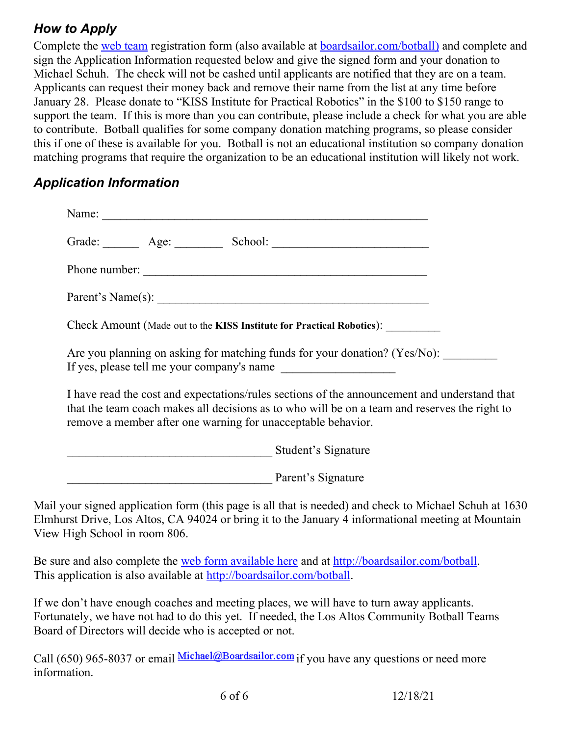## *How to Apply*

Complete the web team registration form (also available at boardsailor.com/botball) and complete and sign the Application Information requested below and give the signed form and your donation to Michael Schuh. The check will not be cashed until applicants are notified that they are on a team. Applicants can request their money back and remove their name from the list at any time before January 28. Please donate to "KISS Institute for Practical Robotics" in the $100 to $150 range to support the team. If this is more than you can contribute, please include a check for what you are able to contribute. Botball qualifies for some company donation matching programs, so please consider this if one of these is available for you. Botball is not an educational institution so company donation matching programs that require the organization to be an educational institution will likely not work.

## *Application Information*

Name: ____________________________________________________

Grade: ______ Age: ________ School: __________________________

Phone number: _______________________________________________

Parent's Name(s): _____________________________________________

Check Amount (Made out to the **KISS Institute for Practical Robotics**): _________

Are you planning on asking for matching funds for your donation? (Yes/No): _________
If yes, please tell me your company's name ___________________

I have read the cost and expectations/rules sections of the announcement and understand that that the team coach makes all decisions as to who will be on a team and reserves the right to remove a member after one warning for unacceptable behavior.

__________________________________ Student's Signature

__________________________________ Parent's Signature

Mail your signed application form (this page is all that is needed) and check to Michael Schuh at 1630 Elmhurst Drive, Los Altos, CA 94024 or bring it to the January 4 informational meeting at Mountain View High School in room 806.

Be sure and also complete the web form available here and at http://boardsailor.com/botball.
This application is also available at http://boardsailor.com/botball.

If we don't have enough coaches and meeting places, we will have to turn away applicants. Fortunately, we have not had to do this yet. If needed, the Los Altos Community Botball Teams Board of Directors will decide who is accepted or not.

Call (650) 965-8037 or email Michael@Boardsailor.com if you have any questions or need more information.

12/18/21